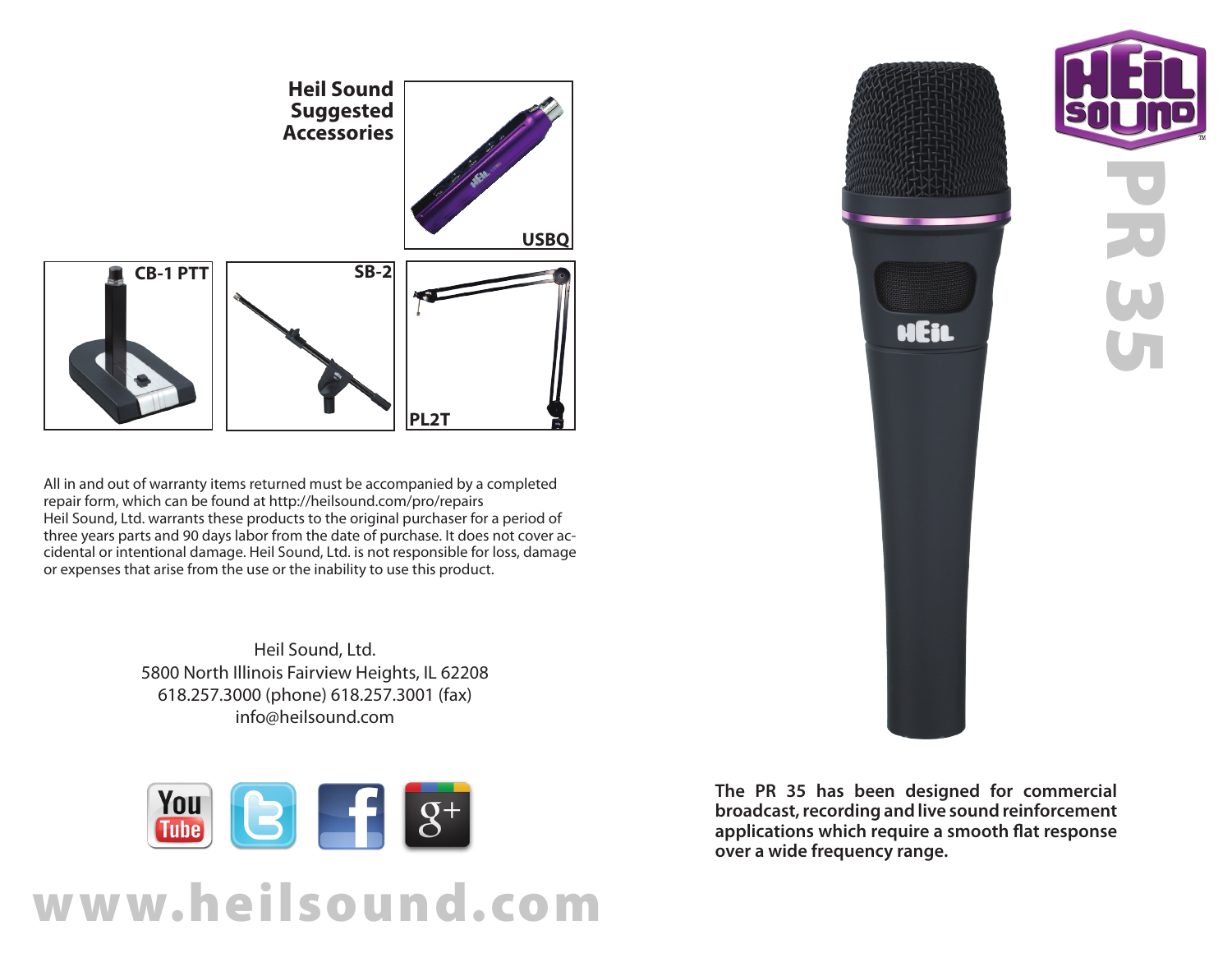## Heil Sound Suggested Accessories

USBQ

CB-1 PTT

SB-2

PL2T

All in and out of warranty items returned must be accompanied by a completed repair form, which can be found at http://heilsound.com/pro/repairs
Heil Sound, Ltd. warrants these products to the original purchaser for a period of three years parts and 90 days labor from the date of purchase. It does not cover accidental or intentional damage. Heil Sound, Ltd. is not responsible for loss, damage or expenses that arise from the use or the inability to use this product.

Heil Sound, Ltd.
5800 North Illinois Fairview Heights, IL 62208
618.257.3000 (phone) 618.257.3001 (fax)
info@heilsound.com

**www.heilsound.com**

# HEIL SOUND

# PR 35

**The PR 35 has been designed for commercial broadcast, recording and live sound reinforcement applications which require a smooth flat response over a wide frequency range.**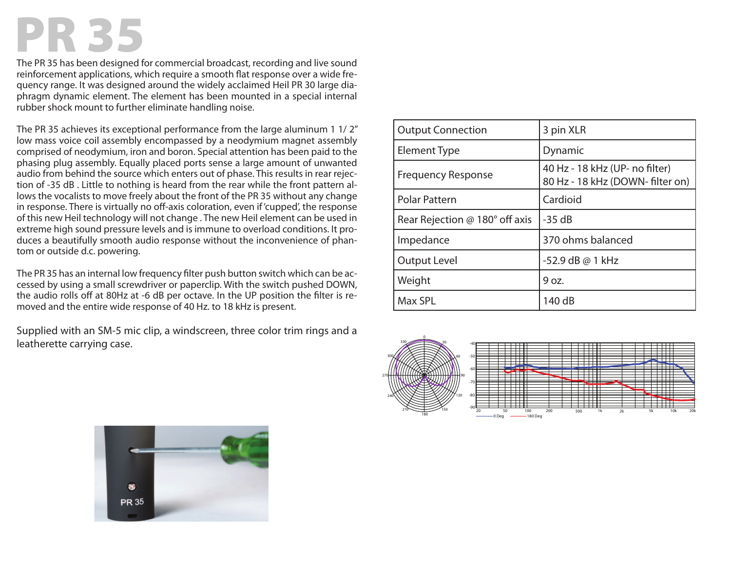# PR 35

The PR 35 has been designed for commercial broadcast, recording and live sound reinforcement applications, which require a smooth flat response over a wide frequency range. It was designed around the widely acclaimed Heil PR 30 large diaphragm dynamic element. The element has been mounted in a special internal rubber shock mount to further eliminate handling noise.

The PR 35 achieves its exceptional performance from the large aluminum 1 1/ 2" low mass voice coil assembly encompassed by a neodymium magnet assembly comprised of neodymium, iron and boron. Special attention has been paid to the phasing plug assembly. Equally placed ports sense a large amount of unwanted audio from behind the source which enters out of phase. This results in rear rejection of -35 dB . Little to nothing is heard from the rear while the front pattern allows the vocalists to move freely about the front of the PR 35 without any change in response. There is virtually no off-axis coloration, even if 'cupped', the response of this new Heil technology will not change . The new Heil element can be used in extreme high sound pressure levels and is immune to overload conditions. It produces a beautifully smooth audio response without the inconvenience of phantom or outside d.c. powering.

The PR 35 has an internal low frequency filter push button switch which can be accessed by using a small screwdriver or paperclip. With the switch pushed DOWN, the audio rolls off at 80Hz at -6 dB per octave. In the UP position the filter is removed and the entire wide response of 40 Hz. to 18 kHz is present.

Supplied with an SM-5 mic clip, a windscreen, three color trim rings and a leatherette carrying case.

| | |
|---|---|
| Output Connection | 3 pin XLR |
| Element Type | Dynamic |
| Frequency Response | 40 Hz - 18 kHz (UP- no filter)<br>80 Hz - 18 kHz (DOWN- filter on) |
| Polar Pattern | Cardioid |
| Rear Rejection @ 180° off axis | -35 dB |
| Impedance | 370 ohms balanced |
| Output Level | -52.9 dB @ 1 kHz |
| Weight | 9 oz. |
| Max SPL | 140 dB |

0 30 60 90 120 150 180 210 240 270 300 330

-40 -50 -60 -70 -80 -90

20 50 100 200 500 1k 2k 5k 10k 20k

0 Deg 180 Deg

PR 35